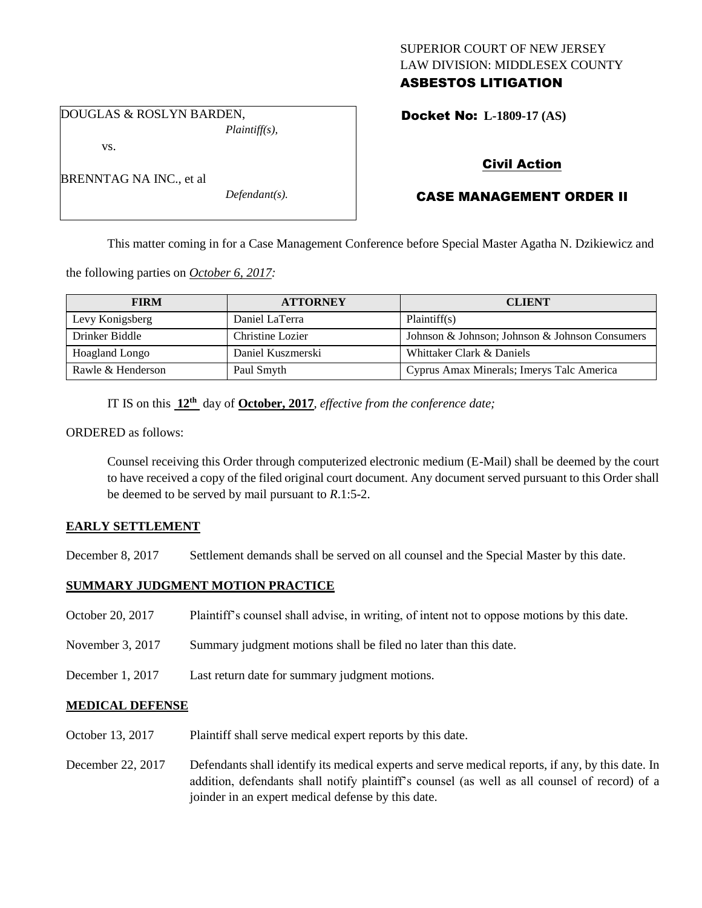SUPERIOR COURT OF NEW JERSEY
LAW DIVISION: MIDDLESEX COUNTY
**ASBESTOS LITIGATION**

DOUGLAS & ROSLYN BARDEN,
*Plaintiff(s),*
vs.
BRENNTAG NA INC., et al
*Defendant(s).*

**Docket No: L-1809-17 (AS)**

**Civil Action**

**CASE MANAGEMENT ORDER II**

This matter coming in for a Case Management Conference before Special Master Agatha N. Dzikiewicz and the following parties on *October 6, 2017:*

| FIRM | ATTORNEY | CLIENT |
| --- | --- | --- |
| Levy Konigsberg | Daniel LaTerra | Plaintiff(s) |
| Drinker Biddle | Christine Lozier | Johnson & Johnson; Johnson & Johnson Consumers |
| Hoagland Longo | Daniel Kuszmerski | Whittaker Clark & Daniels |
| Rawle & Henderson | Paul Smyth | Cyprus Amax Minerals; Imerys Talc America |

IT IS on this **12th** day of **October, 2017**, *effective from the conference date;*

ORDERED as follows:

Counsel receiving this Order through computerized electronic medium (E-Mail) shall be deemed by the court to have received a copy of the filed original court document. Any document served pursuant to this Order shall be deemed to be served by mail pursuant to *R*.1:5-2.

**EARLY SETTLEMENT**

December 8, 2017 Settlement demands shall be served on all counsel and the Special Master by this date.

**SUMMARY JUDGMENT MOTION PRACTICE**

October 20, 2017 Plaintiff's counsel shall advise, in writing, of intent not to oppose motions by this date.

November 3, 2017 Summary judgment motions shall be filed no later than this date.

December 1, 2017 Last return date for summary judgment motions.

**MEDICAL DEFENSE**

October 13, 2017 Plaintiff shall serve medical expert reports by this date.

December 22, 2017 Defendants shall identify its medical experts and serve medical reports, if any, by this date. In addition, defendants shall notify plaintiff's counsel (as well as all counsel of record) of a joinder in an expert medical defense by this date.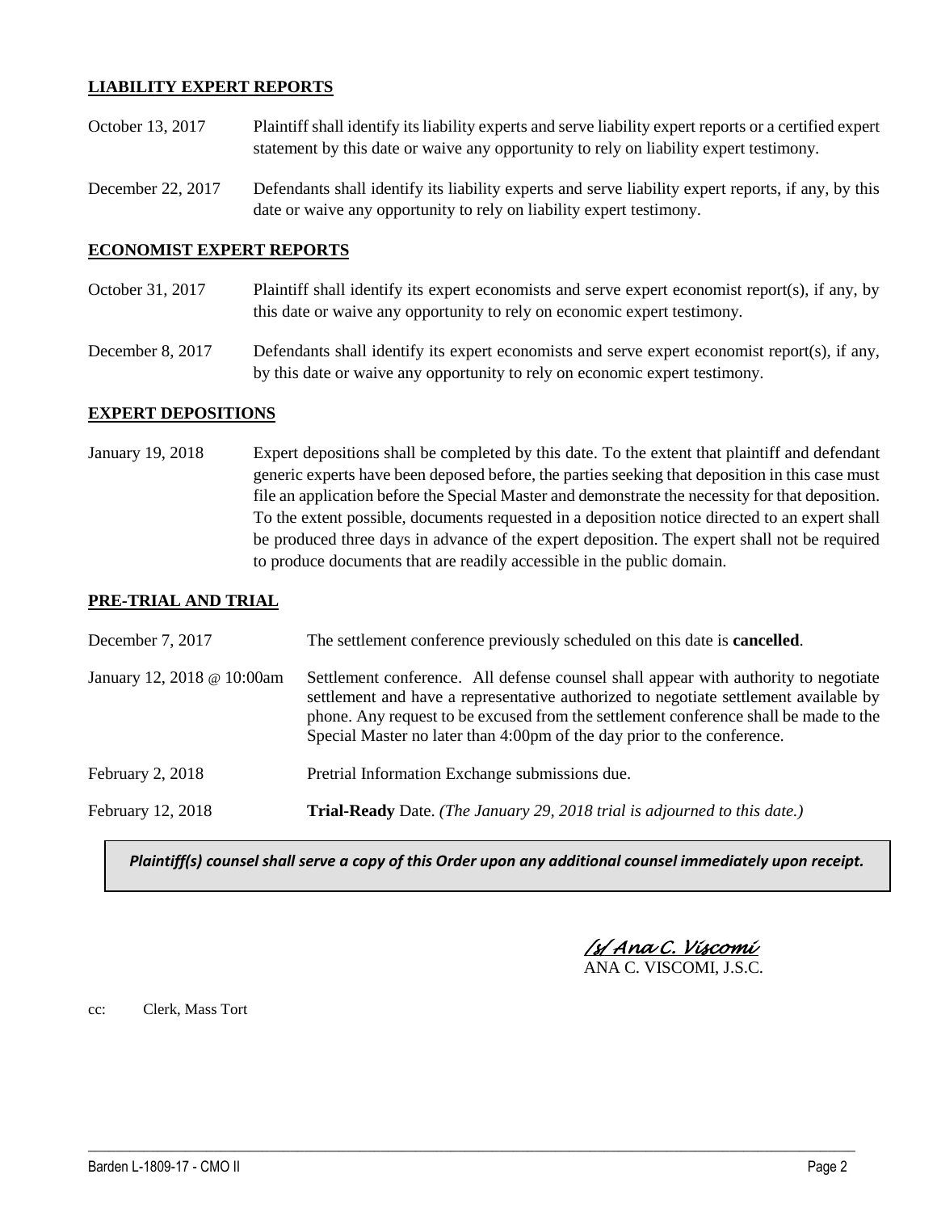## LIABILITY EXPERT REPORTS

| | |
|---|---|
| October 13, 2017 | Plaintiff shall identify its liability experts and serve liability expert reports or a certified expert statement by this date or waive any opportunity to rely on liability expert testimony. |
| December 22, 2017 | Defendants shall identify its liability experts and serve liability expert reports, if any, by this date or waive any opportunity to rely on liability expert testimony. |

## ECONOMIST EXPERT REPORTS

| | |
|---|---|
| October 31, 2017 | Plaintiff shall identify its expert economists and serve expert economist report(s), if any, by this date or waive any opportunity to rely on economic expert testimony. |
| December 8, 2017 | Defendants shall identify its expert economists and serve expert economist report(s), if any, by this date or waive any opportunity to rely on economic expert testimony. |

## EXPERT DEPOSITIONS

| | |
|---|---|
| January 19, 2018 | Expert depositions shall be completed by this date. To the extent that plaintiff and defendant generic experts have been deposed before, the parties seeking that deposition in this case must file an application before the Special Master and demonstrate the necessity for that deposition. To the extent possible, documents requested in a deposition notice directed to an expert shall be produced three days in advance of the expert deposition. The expert shall not be required to produce documents that are readily accessible in the public domain. |

## PRE-TRIAL AND TRIAL

| | |
|---|---|
| December 7, 2017 | The settlement conference previously scheduled on this date is **cancelled**. |
| January 12, 2018 @ 10:00am | Settlement conference. All defense counsel shall appear with authority to negotiate settlement and have a representative authorized to negotiate settlement available by phone. Any request to be excused from the settlement conference shall be made to the Special Master no later than 4:00pm of the day prior to the conference. |
| February 2, 2018 | Pretrial Information Exchange submissions due. |
| February 12, 2018 | **Trial-Ready** Date. *(The January 29, 2018 trial is adjourned to this date.)* |

***Plaintiff(s) counsel shall serve a copy of this Order upon any additional counsel immediately upon receipt.***

/s/ Ana C. Viscomi
ANA C. VISCOMI, J.S.C.

cc: Clerk, Mass Tort

Barden L-1809-17 - CMO II